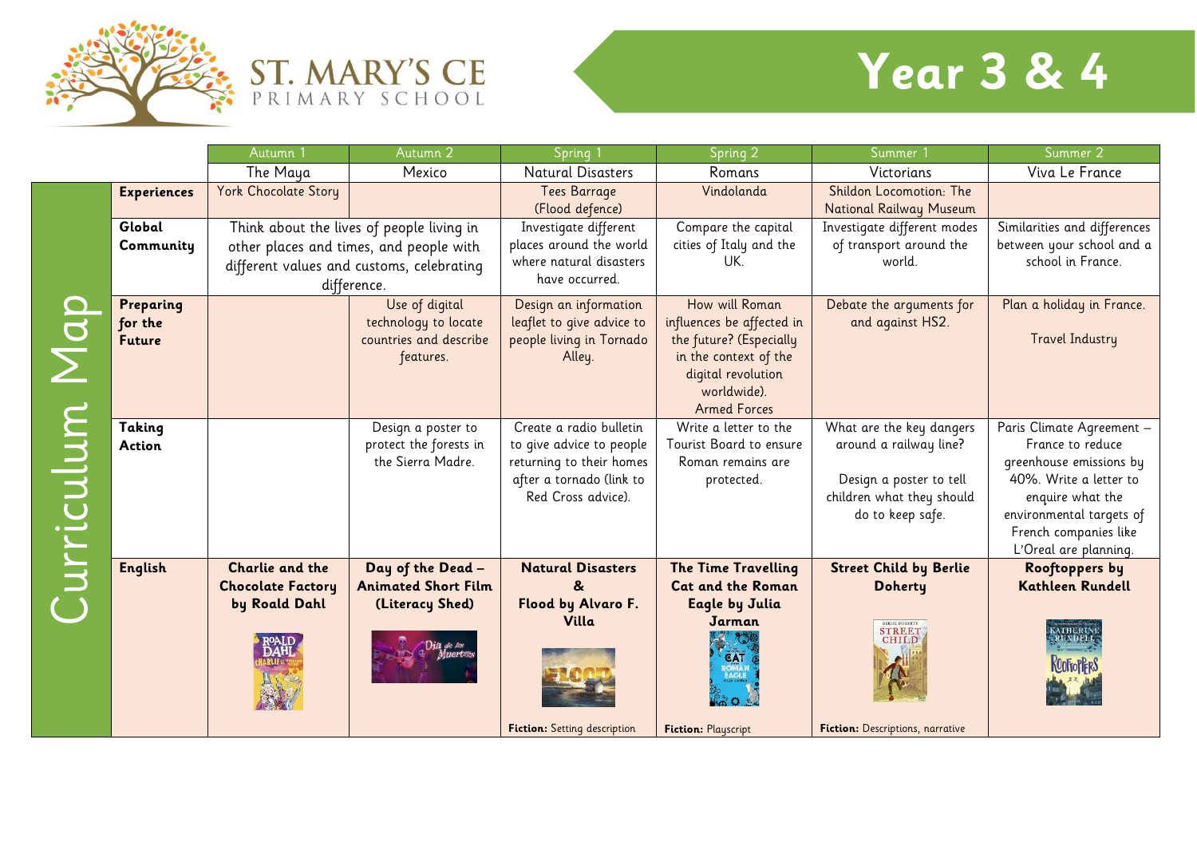# ST. MARY'S CE PRIMARY SCHOOL

# Year 3 & 4

## Curriculum Map

| | Autumn 1 | Autumn 2 | Spring 1 | Spring 2 | Summer 1 | Summer 2 |
|---|---|---|---|---|---|---|
| | The Maya | Mexico | Natural Disasters | Romans | Victorians | Viva Le France |
| **Experiences** | York Chocolate Story | | Tees Barrage (Flood defence) | Vindolanda | Shildon Locomotion: The National Railway Museum | |
| **Global Community** | Think about the lives of people living in other places and times, and people with different values and customs, celebrating difference. | | Investigate different places around the world where natural disasters have occurred. | Compare the capital cities of Italy and the UK. | Investigate different modes of transport around the world. | Similarities and differences between your school and a school in France. |
| **Preparing for the Future** | | Use of digital technology to locate countries and describe features. | Design an information leaflet to give advice to people living in Tornado Alley. | How will Roman influences be affected in the future? (Especially in the context of the digital revolution worldwide). Armed Forces | Debate the arguments for and against HS2. | Plan a holiday in France. Travel Industry |
| **Taking Action** | | Design a poster to protect the forests in the Sierra Madre. | Create a radio bulletin to give advice to people returning to their homes after a tornado (link to Red Cross advice). | Write a letter to the Tourist Board to ensure Roman remains are protected. | What are the key dangers around a railway line? Design a poster to tell children what they should do to keep safe. | Paris Climate Agreement – France to reduce greenhouse emissions by 40%. Write a letter to enquire what the environmental targets of French companies like L'Oreal are planning. |
| **English** | **Charlie and the Chocolate Factory by Roald Dahl** | **Day of the Dead – Animated Short Film (Literacy Shed)** | **Natural Disasters & Flood by Alvaro F. Villa** **Fiction:** Setting description | **The Time Travelling Cat and the Roman Eagle by Julia Jarman** **Fiction:** Playscript | **Street Child by Berlie Doherty** **Fiction:** Descriptions, narrative | **Rooftoppers by Kathleen Rundell** |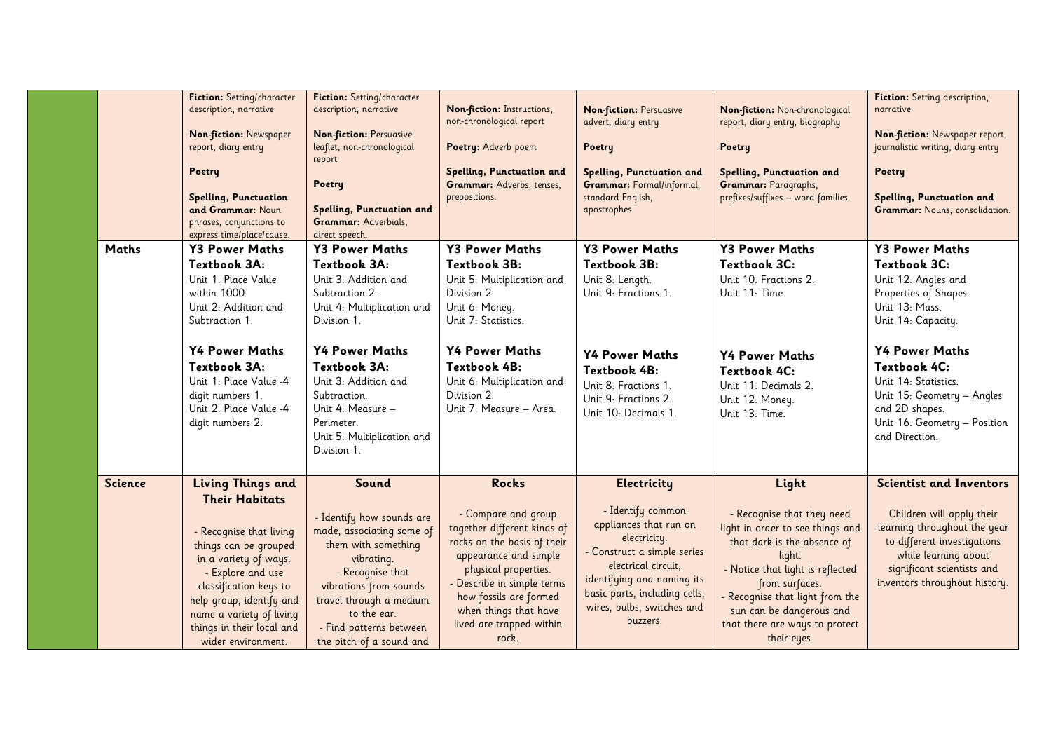| | | | | | | | |
|---|---|---|---|---|---|---|---|
| | | **Fiction:** Setting/character description, narrative<br><br>**Non-fiction:** Newspaper report, diary entry<br><br>**Poetry**<br><br>**Spelling, Punctuation and Grammar:** Noun phrases, conjunctions to express time/place/cause. | **Fiction:** Setting/character description, narrative<br><br>**Non-fiction:** Persuasive leaflet, non-chronological report<br><br>**Poetry**<br><br>**Spelling, Punctuation and Grammar:** Adverbials, direct speech. | **Non-fiction:** Instructions, non-chronological report<br><br>**Poetry:** Adverb poem<br><br>**Spelling, Punctuation and Grammar:** Adverbs, tenses, prepositions. | **Non-fiction:** Persuasive advert, diary entry<br><br>**Poetry**<br><br>**Spelling, Punctuation and Grammar:** Formal/informal, standard English, apostrophes. | **Non-fiction:** Non-chronological report, diary entry, biography<br><br>**Poetry**<br><br>**Spelling, Punctuation and Grammar:** Paragraphs, prefixes/suffixes – word families. | **Fiction:** Setting description, narrative<br><br>**Non-fiction:** Newspaper report, journalistic writing, diary entry<br><br>**Poetry**<br><br>**Spelling, Punctuation and Grammar:** Nouns, consolidation. |
| | **Maths** | **Y3 Power Maths Textbook 3A:**<br>Unit 1: Place Value within 1000.<br>Unit 2: Addition and Subtraction 1.<br><br>**Y4 Power Maths Textbook 3A:**<br>Unit 1: Place Value -4 digit numbers 1.<br>Unit 2: Place Value -4 digit numbers 2. | **Y3 Power Maths Textbook 3A:**<br>Unit 3: Addition and Subtraction 2.<br>Unit 4: Multiplication and Division 1.<br><br>**Y4 Power Maths Textbook 3A:**<br>Unit 3: Addition and Subtraction.<br>Unit 4: Measure – Perimeter.<br>Unit 5: Multiplication and Division 1. | **Y3 Power Maths Textbook 3B:**<br>Unit 5: Multiplication and Division 2.<br>Unit 6: Money.<br>Unit 7: Statistics.<br><br>**Y4 Power Maths Textbook 4B:**<br>Unit 6: Multiplication and Division 2.<br>Unit 7: Measure – Area. | **Y3 Power Maths Textbook 3B:**<br>Unit 8: Length.<br>Unit 9: Fractions 1.<br><br>**Y4 Power Maths Textbook 4B:**<br>Unit 8: Fractions 1.<br>Unit 9: Fractions 2.<br>Unit 10: Decimals 1. | **Y3 Power Maths Textbook 3C:**<br>Unit 10: Fractions 2.<br>Unit 11: Time.<br><br>**Y4 Power Maths Textbook 4C:**<br>Unit 11: Decimals 2.<br>Unit 12: Money.<br>Unit 13: Time. | **Y3 Power Maths Textbook 3C:**<br>Unit 12: Angles and Properties of Shapes.<br>Unit 13: Mass.<br>Unit 14: Capacity.<br><br>**Y4 Power Maths Textbook 4C:**<br>Unit 14: Statistics.<br>Unit 15: Geometry – Angles and 2D shapes.<br>Unit 16: Geometry – Position and Direction. |
| | **Science** | **Living Things and Their Habitats**<br><br>- Recognise that living things can be grouped in a variety of ways.<br>- Explore and use classification keys to help group, identify and name a variety of living things in their local and wider environment. | **Sound**<br><br>- Identify how sounds are made, associating some of them with something vibrating.<br>- Recognise that vibrations from sounds travel through a medium to the ear.<br>- Find patterns between the pitch of a sound and | **Rocks**<br><br>- Compare and group together different kinds of rocks on the basis of their appearance and simple physical properties.<br>- Describe in simple terms how fossils are formed when things that have lived are trapped within rock. | **Electricity**<br><br>- Identify common appliances that run on electricity.<br>- Construct a simple series electrical circuit, identifying and naming its basic parts, including cells, wires, bulbs, switches and buzzers. | **Light**<br><br>- Recognise that they need light in order to see things and that dark is the absence of light.<br>- Notice that light is reflected from surfaces.<br>- Recognise that light from the sun can be dangerous and that there are ways to protect their eyes. | **Scientist and Inventors**<br><br>Children will apply their learning throughout the year to different investigations while learning about significant scientists and inventors throughout history. |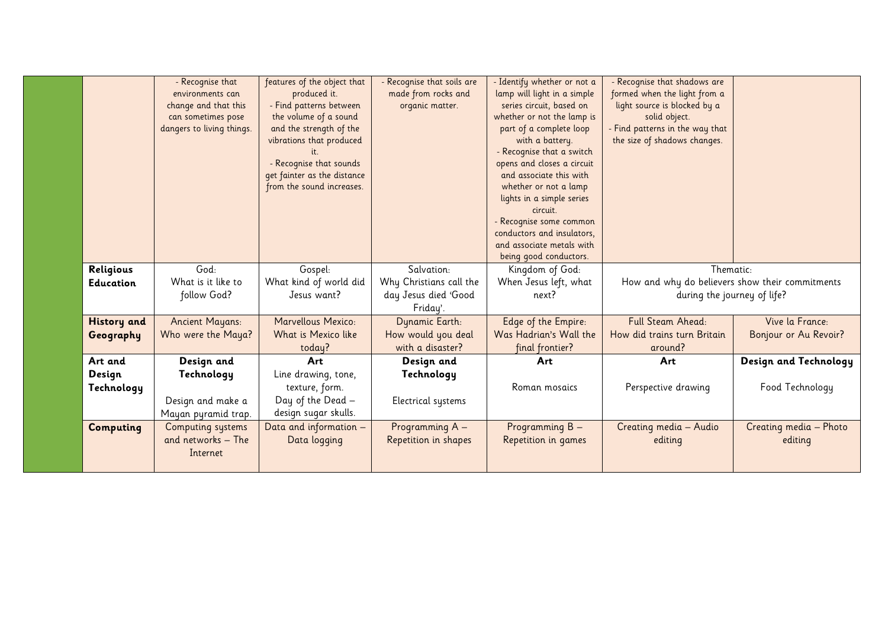| | | | | | | | |
|---|---|---|---|---|---|---|---|
| | | - Recognise that environments can change and that this can sometimes pose dangers to living things. | features of the object that produced it.<br>- Find patterns between the volume of a sound and the strength of the vibrations that produced it.<br>- Recognise that sounds get fainter as the distance from the sound increases. | - Recognise that soils are made from rocks and organic matter. | - Identify whether or not a lamp will light in a simple series circuit, based on whether or not the lamp is part of a complete loop with a battery.<br>- Recognise that a switch opens and closes a circuit and associate this with whether or not a lamp lights in a simple series circuit.<br>- Recognise some common conductors and insulators, and associate metals with being good conductors. | - Recognise that shadows are formed when the light from a light source is blocked by a solid object.<br>- Find patterns in the way that the size of shadows changes. | |
| | **Religious Education** | God:<br>What is it like to follow God? | Gospel:<br>What kind of world did Jesus want? | Salvation:<br>Why Christians call the day Jesus died 'Good Friday'. | Kingdom of God:<br>When Jesus left, what next? | Thematic:<br>How and why do believers show their commitments during the journey of life? | |
| | **History and Geography** | Ancient Mayans:<br>Who were the Maya? | Marvellous Mexico:<br>What is Mexico like today? | Dynamic Earth:<br>How would you deal with a disaster? | Edge of the Empire:<br>Was Hadrian's Wall the final frontier? | Full Steam Ahead:<br>How did trains turn Britain around? | Vive la France:<br>Bonjour or Au Revoir? |
| | **Art and Design Technology** | **Design and Technology**<br><br>Design and make a Mayan pyramid trap. | **Art**<br>Line drawing, tone, texture, form.<br>Day of the Dead – design sugar skulls. | **Design and Technology**<br><br>Electrical systems | **Art**<br><br>Roman mosaics | **Art**<br><br>Perspective drawing | **Design and Technology**<br><br>Food Technology |
| | **Computing** | Computing systems and networks – The Internet | Data and information – Data logging | Programming A – Repetition in shapes | Programming B – Repetition in games | Creating media – Audio editing | Creating media – Photo editing |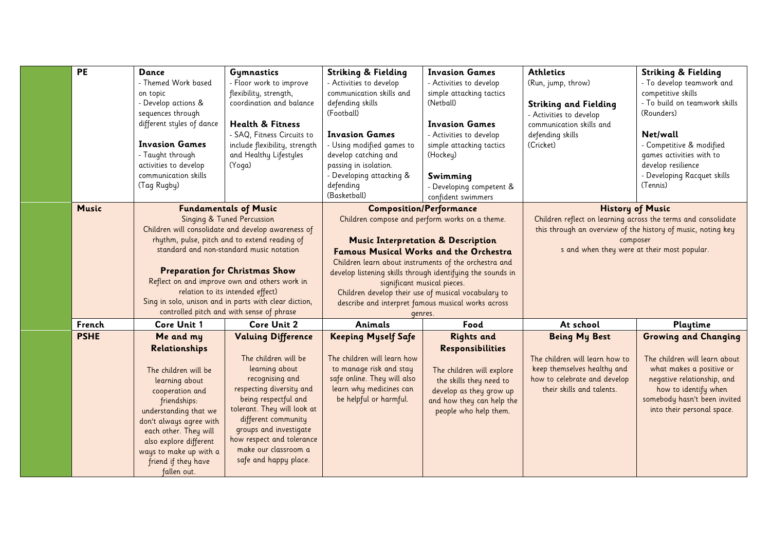| | | | | | | | |
|---|---|---|---|---|---|---|---|
| | **PE** | **Dance**<br>- Themed Work based on topic<br>- Develop actions & sequences through different styles of dance<br><br>**Invasion Games**<br>- Taught through activities to develop communication skills<br>(Tag Rugby) | **Gymnastics**<br>- Floor work to improve flexibility, strength, coordination and balance<br><br>**Health & Fitness**<br>- SAQ, Fitness Circuits to include flexibility, strength and Healthy Lifestyles<br>(Yoga) | **Striking & Fielding**<br>- Activities to develop communication skills and defending skills<br>(Football)<br><br>**Invasion Games**<br>- Using modified games to develop catching and passing in isolation.<br>- Developing attacking & defending<br>(Basketball) | **Invasion Games**<br>- Activities to develop simple attacking tactics<br>(Netball)<br><br>**Invasion Games**<br>- Activities to develop simple attacking tactics<br>(Hockey)<br><br>**Swimming**<br>- Developing competent & confident swimmers | **Athletics**<br>(Run, jump, throw)<br><br>**Striking and Fielding**<br>- Activities to develop communication skills and defending skills<br>(Cricket) | **Striking & Fielding**<br>- To develop teamwork and competitive skills<br>- To build on teamwork skills<br>(Rounders)<br><br>**Net/wall**<br>- Competitive & modified games activities with to develop resilience<br>- Developing Racquet skills<br>(Tennis) |
| | **Music** | **Fundamentals of Music**<br>Singing & Tuned Percussion<br>Children will consolidate and develop awareness of rhythm, pulse, pitch and to extend reading of standard and non-standard music notation<br><br>**Preparation for Christmas Show**<br>Reflect on and improve own and others work in relation to its intended effect)<br>Sing in solo, unison and in parts with clear diction, controlled pitch and with sense of phrase | | **Composition/Performance**<br>Children compose and perform works on a theme.<br><br>**Music Interpretation & Description**<br>**Famous Musical Works and the Orchestra**<br>Children learn about instruments of the orchestra and develop listening skills through identifying the sounds in significant musical pieces.<br>Children develop their use of musical vocabulary to describe and interpret famous musical works across genres. | | **History of Music**<br>Children reflect on learning across the terms and consolidate this through an overview of the history of music, noting key composer<br>s and when they were at their most popular. | |
| | **French** | **Core Unit 1** | **Core Unit 2** | **Animals** | **Food** | **At school** | **Playtime** |
| | **PSHE** | **Me and my Relationships**<br><br>The children will be learning about cooperation and friendships: understanding that we don't always agree with each other. They will also explore different ways to make up with a friend if they have fallen out. | **Valuing Difference**<br><br>The children will be learning about recognising and respecting diversity and being respectful and tolerant. They will look at different community groups and investigate how respect and tolerance make our classroom a safe and happy place. | **Keeping Myself Safe**<br><br>The children will learn how to manage risk and stay safe online. They will also learn why medicines can be helpful or harmful. | **Rights and Responsibilities**<br><br>The children will explore the skills they need to develop as they grow up and how they can help the people who help them. | **Being My Best**<br><br>The children will learn how to keep themselves healthy and how to celebrate and develop their skills and talents. | **Growing and Changing**<br><br>The children will learn about what makes a positive or negative relationship, and how to identify when somebody hasn't been invited into their personal space. |